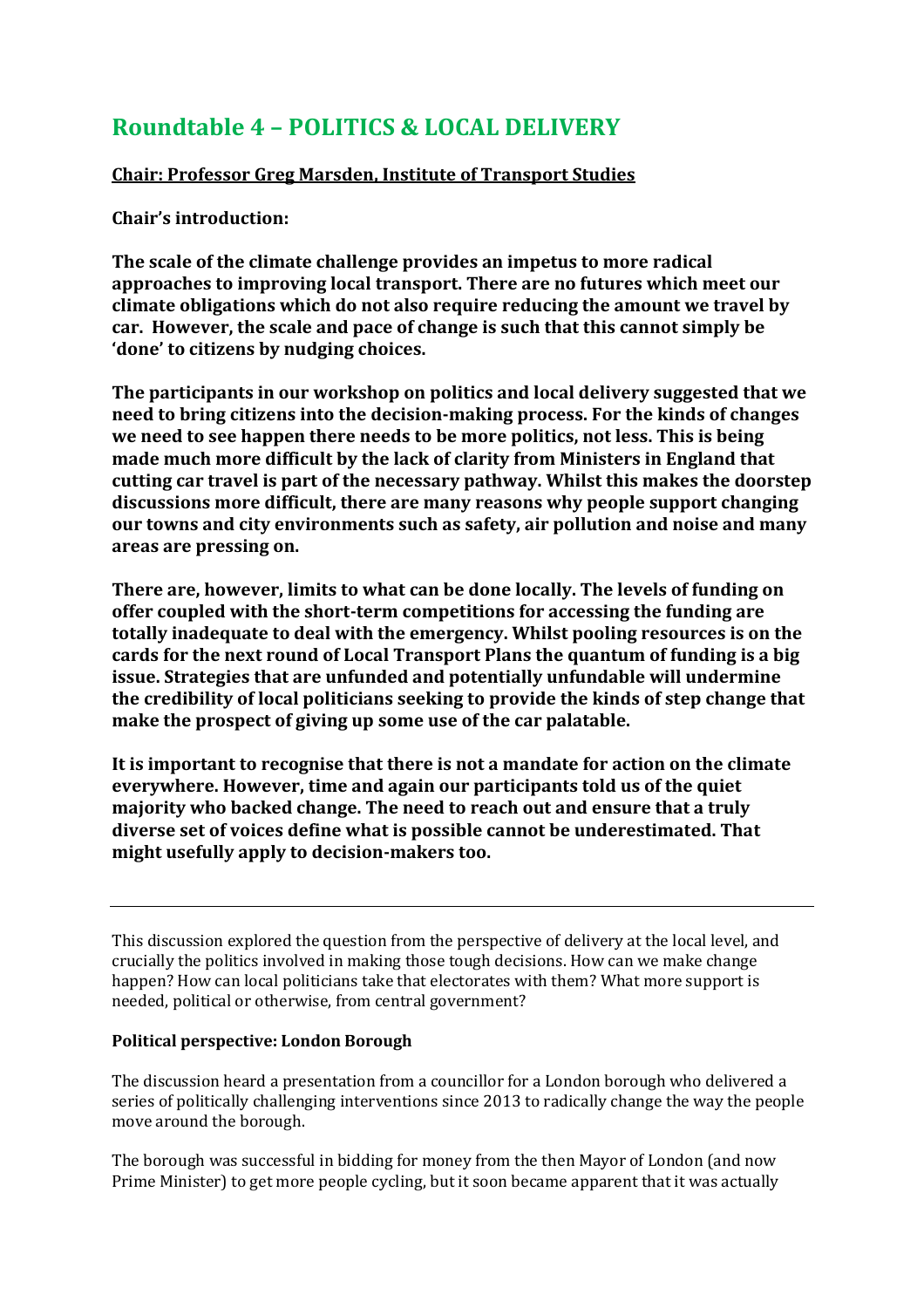# Roundtable 4 – POLITICS & LOCAL DELIVERY

**Chair: Professor Greg Marsden, Institute of Transport Studies**

**Chair's introduction:**

**The scale of the climate challenge provides an impetus to more radical approaches to improving local transport. There are no futures which meet our climate obligations which do not also require reducing the amount we travel by car. However, the scale and pace of change is such that this cannot simply be 'done' to citizens by nudging choices.**

**The participants in our workshop on politics and local delivery suggested that we need to bring citizens into the decision-making process. For the kinds of changes we need to see happen there needs to be more politics, not less. This is being made much more difficult by the lack of clarity from Ministers in England that cutting car travel is part of the necessary pathway. Whilst this makes the doorstep discussions more difficult, there are many reasons why people support changing our towns and city environments such as safety, air pollution and noise and many areas are pressing on.**

**There are, however, limits to what can be done locally. The levels of funding on offer coupled with the short-term competitions for accessing the funding are totally inadequate to deal with the emergency. Whilst pooling resources is on the cards for the next round of Local Transport Plans the quantum of funding is a big issue. Strategies that are unfunded and potentially unfundable will undermine the credibility of local politicians seeking to provide the kinds of step change that make the prospect of giving up some use of the car palatable.**

**It is important to recognise that there is not a mandate for action on the climate everywhere. However, time and again our participants told us of the quiet majority who backed change. The need to reach out and ensure that a truly diverse set of voices define what is possible cannot be underestimated. That might usefully apply to decision-makers too.**

---

This discussion explored the question from the perspective of delivery at the local level, and crucially the politics involved in making those tough decisions. How can we make change happen? How can local politicians take that electorates with them? What more support is needed, political or otherwise, from central government?

**Political perspective: London Borough**

The discussion heard a presentation from a councillor for a London borough who delivered a series of politically challenging interventions since 2013 to radically change the way the people move around the borough.

The borough was successful in bidding for money from the then Mayor of London (and now Prime Minister) to get more people cycling, but it soon became apparent that it was actually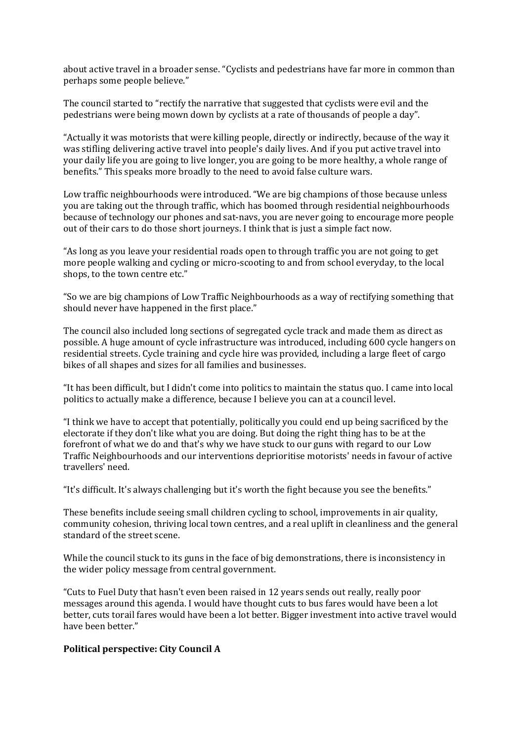about active travel in a broader sense. "Cyclists and pedestrians have far more in common than perhaps some people believe."

The council started to "rectify the narrative that suggested that cyclists were evil and the pedestrians were being mown down by cyclists at a rate of thousands of people a day".

"Actually it was motorists that were killing people, directly or indirectly, because of the way it was stifling delivering active travel into people's daily lives. And if you put active travel into your daily life you are going to live longer, you are going to be more healthy, a whole range of benefits." This speaks more broadly to the need to avoid false culture wars.

Low traffic neighbourhoods were introduced. "We are big champions of those because unless you are taking out the through traffic, which has boomed through residential neighbourhoods because of technology our phones and sat-navs, you are never going to encourage more people out of their cars to do those short journeys. I think that is just a simple fact now.

"As long as you leave your residential roads open to through traffic you are not going to get more people walking and cycling or micro-scooting to and from school everyday, to the local shops, to the town centre etc."

"So we are big champions of Low Traffic Neighbourhoods as a way of rectifying something that should never have happened in the first place."

The council also included long sections of segregated cycle track and made them as direct as possible. A huge amount of cycle infrastructure was introduced, including 600 cycle hangers on residential streets. Cycle training and cycle hire was provided, including a large fleet of cargo bikes of all shapes and sizes for all families and businesses.

"It has been difficult, but I didn't come into politics to maintain the status quo. I came into local politics to actually make a difference, because I believe you can at a council level.

"I think we have to accept that potentially, politically you could end up being sacrificed by the electorate if they don't like what you are doing. But doing the right thing has to be at the forefront of what we do and that's why we have stuck to our guns with regard to our Low Traffic Neighbourhoods and our interventions deprioritise motorists' needs in favour of active travellers' need.

"It's difficult. It's always challenging but it's worth the fight because you see the benefits."

These benefits include seeing small children cycling to school, improvements in air quality, community cohesion, thriving local town centres, and a real uplift in cleanliness and the general standard of the street scene.

While the council stuck to its guns in the face of big demonstrations, there is inconsistency in the wider policy message from central government.

"Cuts to Fuel Duty that hasn't even been raised in 12 years sends out really, really poor messages around this agenda. I would have thought cuts to bus fares would have been a lot better, cuts torail fares would have been a lot better. Bigger investment into active travel would have been better."

**Political perspective: City Council A**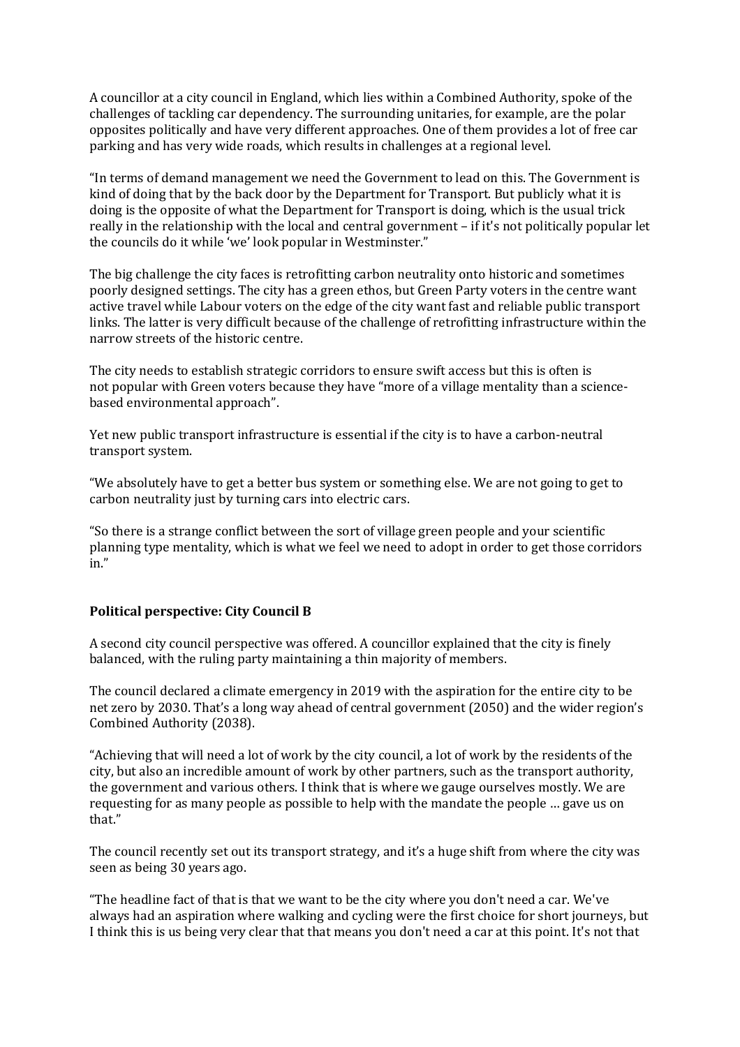A councillor at a city council in England, which lies within a Combined Authority, spoke of the challenges of tackling car dependency. The surrounding unitaries, for example, are the polar opposites politically and have very different approaches. One of them provides a lot of free car parking and has very wide roads, which results in challenges at a regional level.

"In terms of demand management we need the Government to lead on this. The Government is kind of doing that by the back door by the Department for Transport. But publicly what it is doing is the opposite of what the Department for Transport is doing, which is the usual trick really in the relationship with the local and central government – if it's not politically popular let the councils do it while 'we' look popular in Westminster."

The big challenge the city faces is retrofitting carbon neutrality onto historic and sometimes poorly designed settings. The city has a green ethos, but Green Party voters in the centre want active travel while Labour voters on the edge of the city want fast and reliable public transport links. The latter is very difficult because of the challenge of retrofitting infrastructure within the narrow streets of the historic centre.

The city needs to establish strategic corridors to ensure swift access but this is often is not popular with Green voters because they have "more of a village mentality than a science-based environmental approach".

Yet new public transport infrastructure is essential if the city is to have a carbon-neutral transport system.

"We absolutely have to get a better bus system or something else. We are not going to get to carbon neutrality just by turning cars into electric cars.

"So there is a strange conflict between the sort of village green people and your scientific planning type mentality, which is what we feel we need to adopt in order to get those corridors in."

**Political perspective: City Council B**

A second city council perspective was offered. A councillor explained that the city is finely balanced, with the ruling party maintaining a thin majority of members.

The council declared a climate emergency in 2019 with the aspiration for the entire city to be net zero by 2030. That's a long way ahead of central government (2050) and the wider region's Combined Authority (2038).

"Achieving that will need a lot of work by the city council, a lot of work by the residents of the city, but also an incredible amount of work by other partners, such as the transport authority, the government and various others. I think that is where we gauge ourselves mostly. We are requesting for as many people as possible to help with the mandate the people … gave us on that."

The council recently set out its transport strategy, and it's a huge shift from where the city was seen as being 30 years ago.

"The headline fact of that is that we want to be the city where you don't need a car. We've always had an aspiration where walking and cycling were the first choice for short journeys, but I think this is us being very clear that that means you don't need a car at this point. It's not that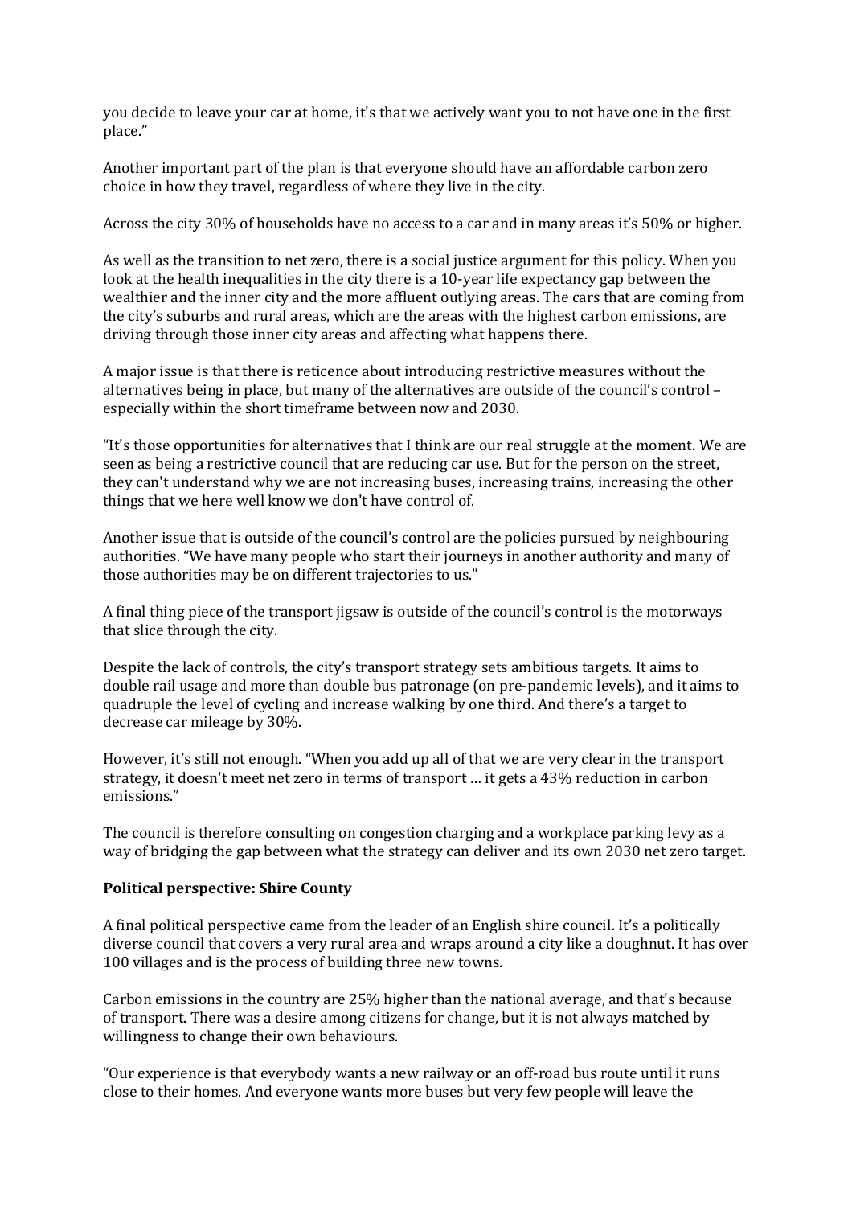you decide to leave your car at home, it's that we actively want you to not have one in the first place."

Another important part of the plan is that everyone should have an affordable carbon zero choice in how they travel, regardless of where they live in the city.

Across the city 30% of households have no access to a car and in many areas it's 50% or higher.

As well as the transition to net zero, there is a social justice argument for this policy. When you look at the health inequalities in the city there is a 10-year life expectancy gap between the wealthier and the inner city and the more affluent outlying areas. The cars that are coming from the city's suburbs and rural areas, which are the areas with the highest carbon emissions, are driving through those inner city areas and affecting what happens there.

A major issue is that there is reticence about introducing restrictive measures without the alternatives being in place, but many of the alternatives are outside of the council's control – especially within the short timeframe between now and 2030.

"It's those opportunities for alternatives that I think are our real struggle at the moment. We are seen as being a restrictive council that are reducing car use. But for the person on the street, they can't understand why we are not increasing buses, increasing trains, increasing the other things that we here well know we don't have control of.

Another issue that is outside of the council's control are the policies pursued by neighbouring authorities. "We have many people who start their journeys in another authority and many of those authorities may be on different trajectories to us."

A final thing piece of the transport jigsaw is outside of the council's control is the motorways that slice through the city.

Despite the lack of controls, the city's transport strategy sets ambitious targets. It aims to double rail usage and more than double bus patronage (on pre-pandemic levels), and it aims to quadruple the level of cycling and increase walking by one third. And there's a target to decrease car mileage by 30%.

However, it's still not enough. "When you add up all of that we are very clear in the transport strategy, it doesn't meet net zero in terms of transport … it gets a 43% reduction in carbon emissions."

The council is therefore consulting on congestion charging and a workplace parking levy as a way of bridging the gap between what the strategy can deliver and its own 2030 net zero target.

**Political perspective: Shire County**

A final political perspective came from the leader of an English shire council. It's a politically diverse council that covers a very rural area and wraps around a city like a doughnut. It has over 100 villages and is the process of building three new towns.

Carbon emissions in the country are 25% higher than the national average, and that's because of transport. There was a desire among citizens for change, but it is not always matched by willingness to change their own behaviours.

"Our experience is that everybody wants a new railway or an off-road bus route until it runs close to their homes. And everyone wants more buses but very few people will leave the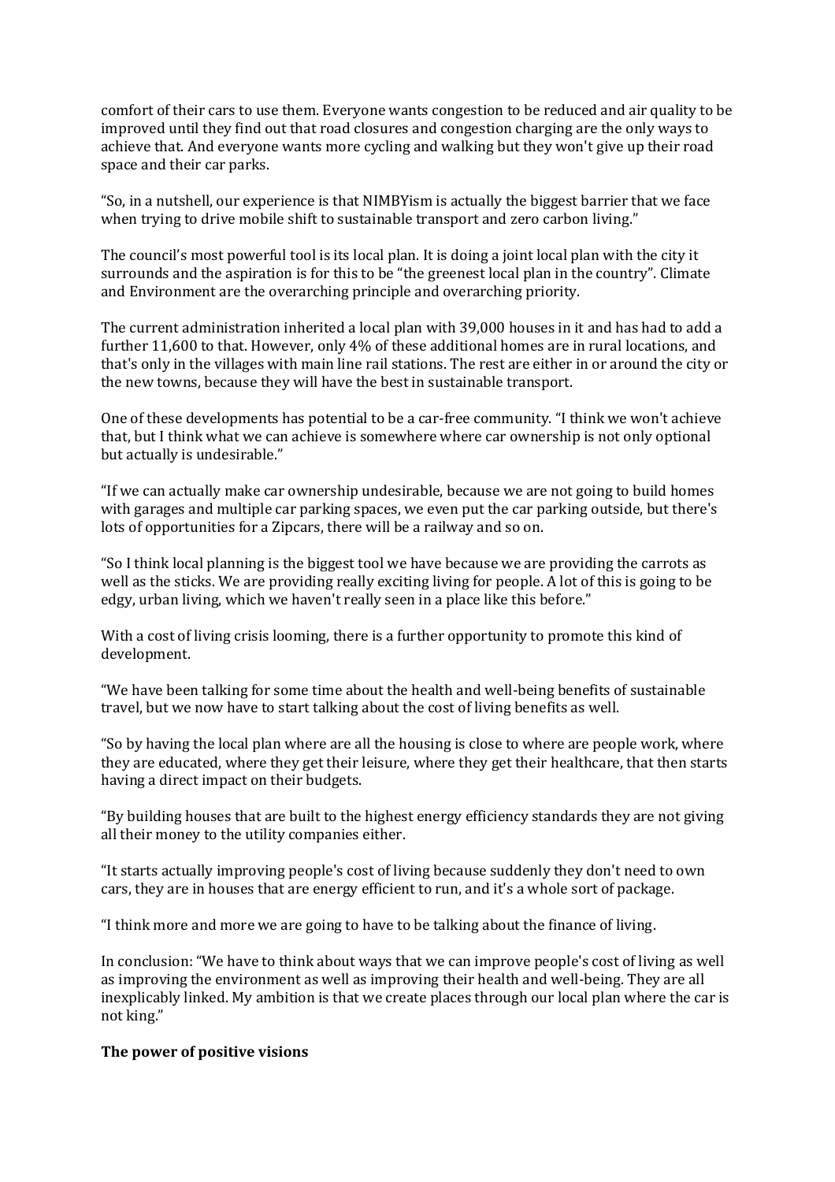comfort of their cars to use them. Everyone wants congestion to be reduced and air quality to be improved until they find out that road closures and congestion charging are the only ways to achieve that. And everyone wants more cycling and walking but they won't give up their road space and their car parks.

"So, in a nutshell, our experience is that NIMBYism is actually the biggest barrier that we face when trying to drive mobile shift to sustainable transport and zero carbon living."

The council's most powerful tool is its local plan. It is doing a joint local plan with the city it surrounds and the aspiration is for this to be "the greenest local plan in the country". Climate and Environment are the overarching principle and overarching priority.

The current administration inherited a local plan with 39,000 houses in it and has had to add a further 11,600 to that. However, only 4% of these additional homes are in rural locations, and that's only in the villages with main line rail stations. The rest are either in or around the city or the new towns, because they will have the best in sustainable transport.

One of these developments has potential to be a car-free community. "I think we won't achieve that, but I think what we can achieve is somewhere where car ownership is not only optional but actually is undesirable."

"If we can actually make car ownership undesirable, because we are not going to build homes with garages and multiple car parking spaces, we even put the car parking outside, but there's lots of opportunities for a Zipcars, there will be a railway and so on.

"So I think local planning is the biggest tool we have because we are providing the carrots as well as the sticks. We are providing really exciting living for people. A lot of this is going to be edgy, urban living, which we haven't really seen in a place like this before."

With a cost of living crisis looming, there is a further opportunity to promote this kind of development.

"We have been talking for some time about the health and well-being benefits of sustainable travel, but we now have to start talking about the cost of living benefits as well.

"So by having the local plan where are all the housing is close to where are people work, where they are educated, where they get their leisure, where they get their healthcare, that then starts having a direct impact on their budgets.

"By building houses that are built to the highest energy efficiency standards they are not giving all their money to the utility companies either.

"It starts actually improving people's cost of living because suddenly they don't need to own cars, they are in houses that are energy efficient to run, and it's a whole sort of package.

"I think more and more we are going to have to be talking about the finance of living.

In conclusion: "We have to think about ways that we can improve people's cost of living as well as improving the environment as well as improving their health and well-being. They are all inexplicably linked. My ambition is that we create places through our local plan where the car is not king."

**The power of positive visions**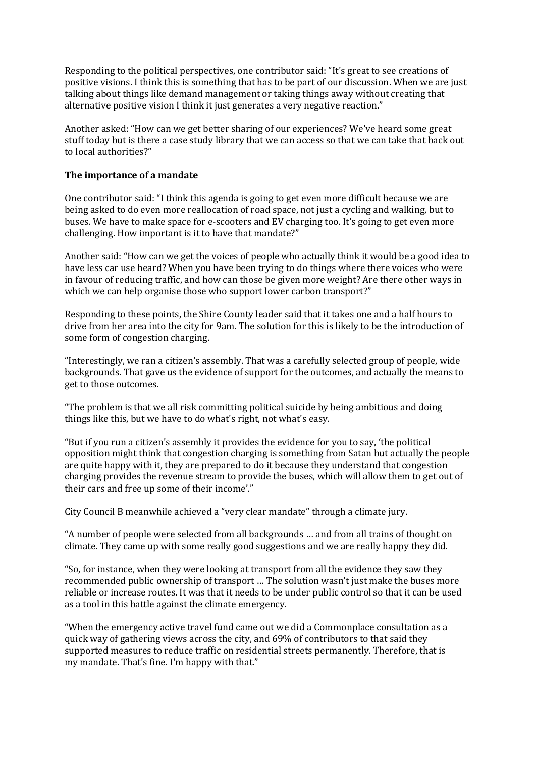Responding to the political perspectives, one contributor said: "It's great to see creations of positive visions. I think this is something that has to be part of our discussion. When we are just talking about things like demand management or taking things away without creating that alternative positive vision I think it just generates a very negative reaction."

Another asked: "How can we get better sharing of our experiences? We've heard some great stuff today but is there a case study library that we can access so that we can take that back out to local authorities?"

**The importance of a mandate**

One contributor said: "I think this agenda is going to get even more difficult because we are being asked to do even more reallocation of road space, not just a cycling and walking, but to buses. We have to make space for e-scooters and EV charging too. It's going to get even more challenging. How important is it to have that mandate?"

Another said: "How can we get the voices of people who actually think it would be a good idea to have less car use heard? When you have been trying to do things where there voices who were in favour of reducing traffic, and how can those be given more weight? Are there other ways in which we can help organise those who support lower carbon transport?"

Responding to these points, the Shire County leader said that it takes one and a half hours to drive from her area into the city for 9am. The solution for this is likely to be the introduction of some form of congestion charging.

"Interestingly, we ran a citizen's assembly. That was a carefully selected group of people, wide backgrounds. That gave us the evidence of support for the outcomes, and actually the means to get to those outcomes.

"The problem is that we all risk committing political suicide by being ambitious and doing things like this, but we have to do what's right, not what's easy.

"But if you run a citizen's assembly it provides the evidence for you to say, 'the political opposition might think that congestion charging is something from Satan but actually the people are quite happy with it, they are prepared to do it because they understand that congestion charging provides the revenue stream to provide the buses, which will allow them to get out of their cars and free up some of their income'."

City Council B meanwhile achieved a "very clear mandate" through a climate jury.

"A number of people were selected from all backgrounds … and from all trains of thought on climate. They came up with some really good suggestions and we are really happy they did.

"So, for instance, when they were looking at transport from all the evidence they saw they recommended public ownership of transport … The solution wasn't just make the buses more reliable or increase routes. It was that it needs to be under public control so that it can be used as a tool in this battle against the climate emergency.

"When the emergency active travel fund came out we did a Commonplace consultation as a quick way of gathering views across the city, and 69% of contributors to that said they supported measures to reduce traffic on residential streets permanently. Therefore, that is my mandate. That's fine. I'm happy with that."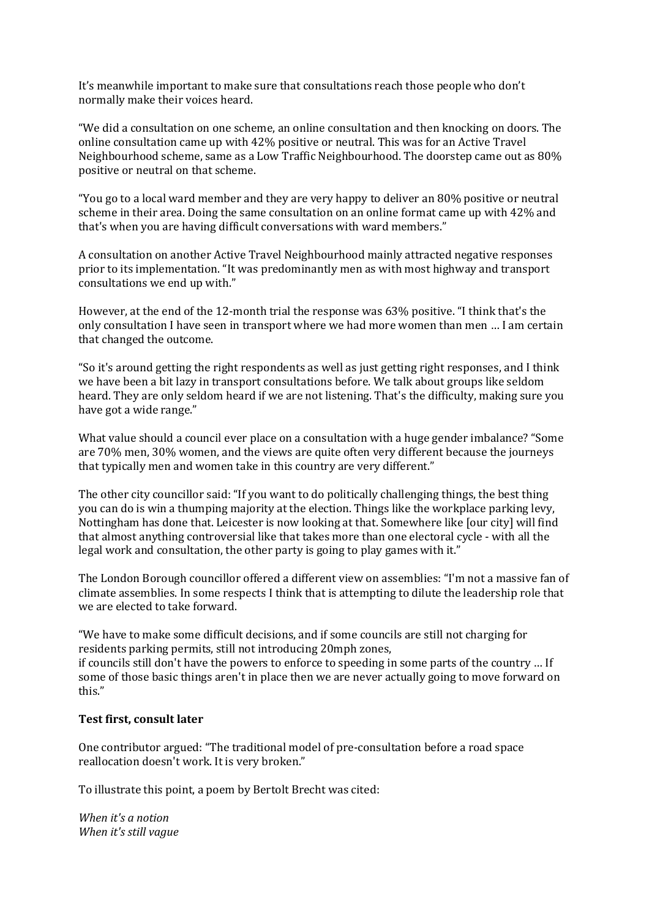It's meanwhile important to make sure that consultations reach those people who don't normally make their voices heard.

"We did a consultation on one scheme, an online consultation and then knocking on doors. The online consultation came up with 42% positive or neutral. This was for an Active Travel Neighbourhood scheme, same as a Low Traffic Neighbourhood. The doorstep came out as 80% positive or neutral on that scheme.

"You go to a local ward member and they are very happy to deliver an 80% positive or neutral scheme in their area. Doing the same consultation on an online format came up with 42% and that's when you are having difficult conversations with ward members."

A consultation on another Active Travel Neighbourhood mainly attracted negative responses prior to its implementation. "It was predominantly men as with most highway and transport consultations we end up with."

However, at the end of the 12-month trial the response was 63% positive. "I think that's the only consultation I have seen in transport where we had more women than men … I am certain that changed the outcome.

"So it's around getting the right respondents as well as just getting right responses, and I think we have been a bit lazy in transport consultations before. We talk about groups like seldom heard. They are only seldom heard if we are not listening. That's the difficulty, making sure you have got a wide range."

What value should a council ever place on a consultation with a huge gender imbalance? "Some are 70% men, 30% women, and the views are quite often very different because the journeys that typically men and women take in this country are very different."

The other city councillor said: "If you want to do politically challenging things, the best thing you can do is win a thumping majority at the election. Things like the workplace parking levy, Nottingham has done that. Leicester is now looking at that. Somewhere like [our city] will find that almost anything controversial like that takes more than one electoral cycle - with all the legal work and consultation, the other party is going to play games with it."

The London Borough councillor offered a different view on assemblies: "I'm not a massive fan of climate assemblies. In some respects I think that is attempting to dilute the leadership role that we are elected to take forward.

"We have to make some difficult decisions, and if some councils are still not charging for residents parking permits, still not introducing 20mph zones,
if councils still don't have the powers to enforce to speeding in some parts of the country … If some of those basic things aren't in place then we are never actually going to move forward on this."

**Test first, consult later**

One contributor argued: "The traditional model of pre-consultation before a road space reallocation doesn't work. It is very broken."

To illustrate this point, a poem by Bertolt Brecht was cited:

*When it's a notion*
*When it's still vague*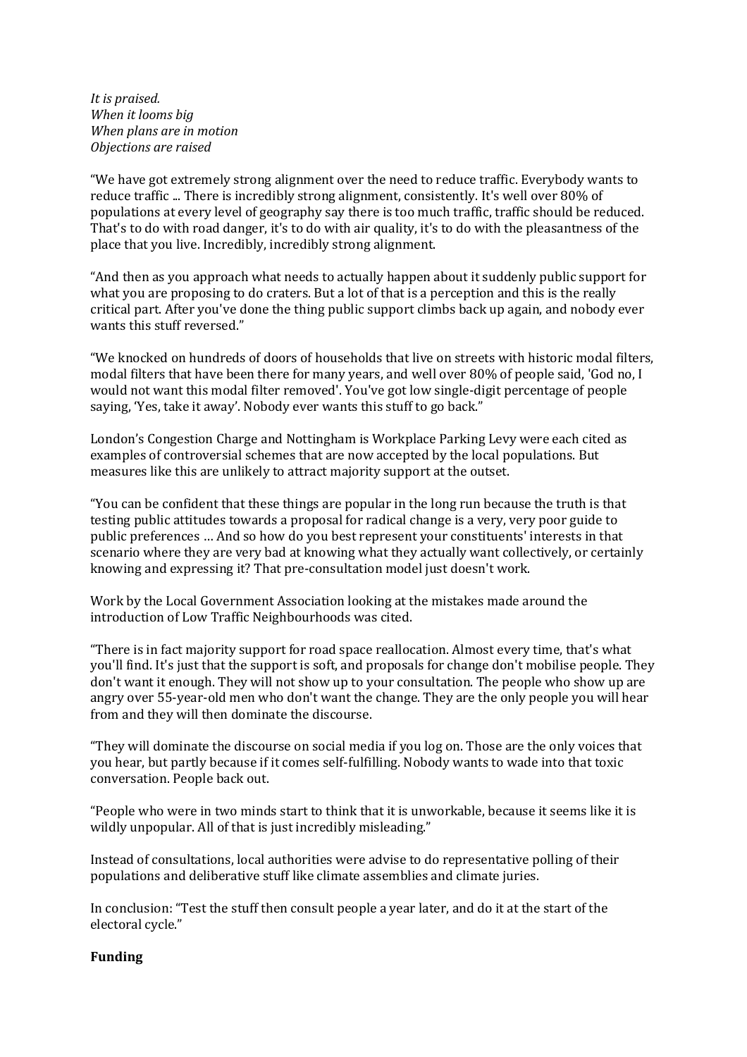*It is praised.*
*When it looms big*
*When plans are in motion*
*Objections are raised*

"We have got extremely strong alignment over the need to reduce traffic. Everybody wants to reduce traffic ... There is incredibly strong alignment, consistently. It's well over 80% of populations at every level of geography say there is too much traffic, traffic should be reduced. That's to do with road danger, it's to do with air quality, it's to do with the pleasantness of the place that you live. Incredibly, incredibly strong alignment.

"And then as you approach what needs to actually happen about it suddenly public support for what you are proposing to do craters. But a lot of that is a perception and this is the really critical part. After you've done the thing public support climbs back up again, and nobody ever wants this stuff reversed."

"We knocked on hundreds of doors of households that live on streets with historic modal filters, modal filters that have been there for many years, and well over 80% of people said, 'God no, I would not want this modal filter removed'. You've got low single-digit percentage of people saying, 'Yes, take it away'. Nobody ever wants this stuff to go back."

London's Congestion Charge and Nottingham is Workplace Parking Levy were each cited as examples of controversial schemes that are now accepted by the local populations. But measures like this are unlikely to attract majority support at the outset.

"You can be confident that these things are popular in the long run because the truth is that testing public attitudes towards a proposal for radical change is a very, very poor guide to public preferences … And so how do you best represent your constituents' interests in that scenario where they are very bad at knowing what they actually want collectively, or certainly knowing and expressing it? That pre-consultation model just doesn't work.

Work by the Local Government Association looking at the mistakes made around the introduction of Low Traffic Neighbourhoods was cited.

"There is in fact majority support for road space reallocation. Almost every time, that's what you'll find. It's just that the support is soft, and proposals for change don't mobilise people. They don't want it enough. They will not show up to your consultation. The people who show up are angry over 55-year-old men who don't want the change. They are the only people you will hear from and they will then dominate the discourse.

"They will dominate the discourse on social media if you log on. Those are the only voices that you hear, but partly because if it comes self-fulfilling. Nobody wants to wade into that toxic conversation. People back out.

"People who were in two minds start to think that it is unworkable, because it seems like it is wildly unpopular. All of that is just incredibly misleading."

Instead of consultations, local authorities were advise to do representative polling of their populations and deliberative stuff like climate assemblies and climate juries.

In conclusion: "Test the stuff then consult people a year later, and do it at the start of the electoral cycle."

**Funding**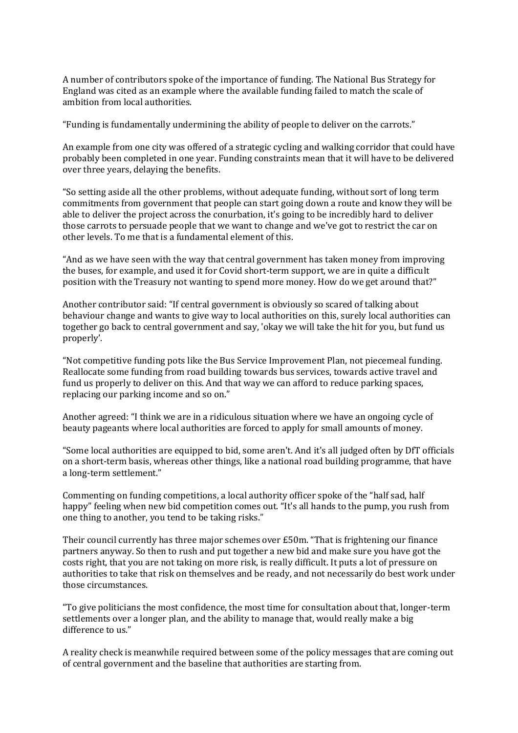A number of contributors spoke of the importance of funding. The National Bus Strategy for England was cited as an example where the available funding failed to match the scale of ambition from local authorities.

"Funding is fundamentally undermining the ability of people to deliver on the carrots."

An example from one city was offered of a strategic cycling and walking corridor that could have probably been completed in one year. Funding constraints mean that it will have to be delivered over three years, delaying the benefits.

"So setting aside all the other problems, without adequate funding, without sort of long term commitments from government that people can start going down a route and know they will be able to deliver the project across the conurbation, it's going to be incredibly hard to deliver those carrots to persuade people that we want to change and we've got to restrict the car on other levels. To me that is a fundamental element of this.

"And as we have seen with the way that central government has taken money from improving the buses, for example, and used it for Covid short-term support, we are in quite a difficult position with the Treasury not wanting to spend more money. How do we get around that?"

Another contributor said: "If central government is obviously so scared of talking about behaviour change and wants to give way to local authorities on this, surely local authorities can together go back to central government and say, 'okay we will take the hit for you, but fund us properly'.

"Not competitive funding pots like the Bus Service Improvement Plan, not piecemeal funding. Reallocate some funding from road building towards bus services, towards active travel and fund us properly to deliver on this. And that way we can afford to reduce parking spaces, replacing our parking income and so on."

Another agreed: "I think we are in a ridiculous situation where we have an ongoing cycle of beauty pageants where local authorities are forced to apply for small amounts of money.

"Some local authorities are equipped to bid, some aren't. And it's all judged often by DfT officials on a short-term basis, whereas other things, like a national road building programme, that have a long-term settlement."

Commenting on funding competitions, a local authority officer spoke of the "half sad, half happy" feeling when new bid competition comes out. "It's all hands to the pump, you rush from one thing to another, you tend to be taking risks."

Their council currently has three major schemes over £50m. "That is frightening our finance partners anyway. So then to rush and put together a new bid and make sure you have got the costs right, that you are not taking on more risk, is really difficult. It puts a lot of pressure on authorities to take that risk on themselves and be ready, and not necessarily do best work under those circumstances.

"To give politicians the most confidence, the most time for consultation about that, longer-term settlements over a longer plan, and the ability to manage that, would really make a big difference to us."

A reality check is meanwhile required between some of the policy messages that are coming out of central government and the baseline that authorities are starting from.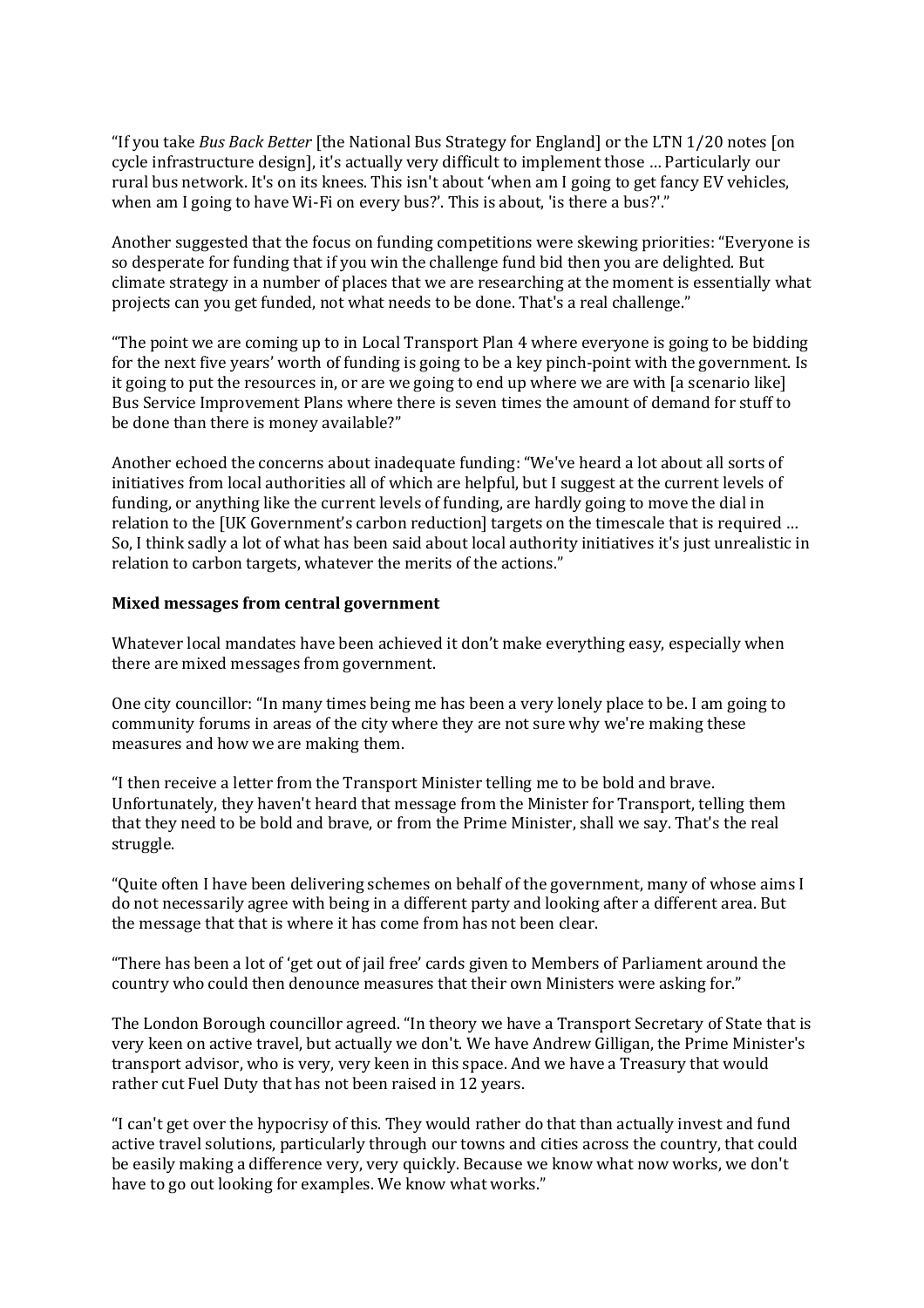"If you take *Bus Back Better* [the National Bus Strategy for England] or the LTN 1/20 notes [on cycle infrastructure design], it's actually very difficult to implement those … Particularly our rural bus network. It's on its knees. This isn't about 'when am I going to get fancy EV vehicles, when am I going to have Wi-Fi on every bus?'. This is about, 'is there a bus?'."

Another suggested that the focus on funding competitions were skewing priorities: "Everyone is so desperate for funding that if you win the challenge fund bid then you are delighted. But climate strategy in a number of places that we are researching at the moment is essentially what projects can you get funded, not what needs to be done. That's a real challenge."

"The point we are coming up to in Local Transport Plan 4 where everyone is going to be bidding for the next five years' worth of funding is going to be a key pinch-point with the government. Is it going to put the resources in, or are we going to end up where we are with [a scenario like] Bus Service Improvement Plans where there is seven times the amount of demand for stuff to be done than there is money available?"

Another echoed the concerns about inadequate funding: "We've heard a lot about all sorts of initiatives from local authorities all of which are helpful, but I suggest at the current levels of funding, or anything like the current levels of funding, are hardly going to move the dial in relation to the [UK Government's carbon reduction] targets on the timescale that is required … So, I think sadly a lot of what has been said about local authority initiatives it's just unrealistic in relation to carbon targets, whatever the merits of the actions."

**Mixed messages from central government**

Whatever local mandates have been achieved it don't make everything easy, especially when there are mixed messages from government.

One city councillor: "In many times being me has been a very lonely place to be. I am going to community forums in areas of the city where they are not sure why we're making these measures and how we are making them.

"I then receive a letter from the Transport Minister telling me to be bold and brave. Unfortunately, they haven't heard that message from the Minister for Transport, telling them that they need to be bold and brave, or from the Prime Minister, shall we say. That's the real struggle.

"Quite often I have been delivering schemes on behalf of the government, many of whose aims I do not necessarily agree with being in a different party and looking after a different area. But the message that that is where it has come from has not been clear.

"There has been a lot of 'get out of jail free' cards given to Members of Parliament around the country who could then denounce measures that their own Ministers were asking for."

The London Borough councillor agreed. "In theory we have a Transport Secretary of State that is very keen on active travel, but actually we don't. We have Andrew Gilligan, the Prime Minister's transport advisor, who is very, very keen in this space. And we have a Treasury that would rather cut Fuel Duty that has not been raised in 12 years.

"I can't get over the hypocrisy of this. They would rather do that than actually invest and fund active travel solutions, particularly through our towns and cities across the country, that could be easily making a difference very, very quickly. Because we know what now works, we don't have to go out looking for examples. We know what works."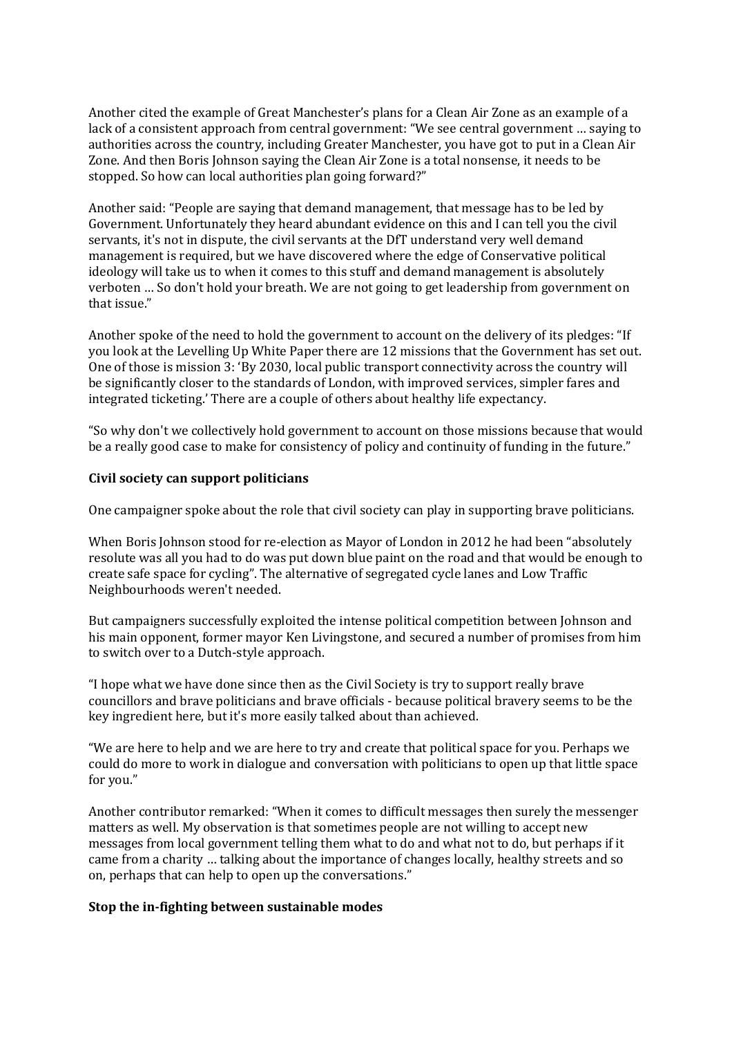Another cited the example of Great Manchester's plans for a Clean Air Zone as an example of a lack of a consistent approach from central government: "We see central government … saying to authorities across the country, including Greater Manchester, you have got to put in a Clean Air Zone. And then Boris Johnson saying the Clean Air Zone is a total nonsense, it needs to be stopped. So how can local authorities plan going forward?"

Another said: "People are saying that demand management, that message has to be led by Government. Unfortunately they heard abundant evidence on this and I can tell you the civil servants, it's not in dispute, the civil servants at the DfT understand very well demand management is required, but we have discovered where the edge of Conservative political ideology will take us to when it comes to this stuff and demand management is absolutely verboten … So don't hold your breath. We are not going to get leadership from government on that issue."

Another spoke of the need to hold the government to account on the delivery of its pledges: "If you look at the Levelling Up White Paper there are 12 missions that the Government has set out. One of those is mission 3: 'By 2030, local public transport connectivity across the country will be significantly closer to the standards of London, with improved services, simpler fares and integrated ticketing.' There are a couple of others about healthy life expectancy.

"So why don't we collectively hold government to account on those missions because that would be a really good case to make for consistency of policy and continuity of funding in the future."

**Civil society can support politicians**

One campaigner spoke about the role that civil society can play in supporting brave politicians.

When Boris Johnson stood for re-election as Mayor of London in 2012 he had been "absolutely resolute was all you had to do was put down blue paint on the road and that would be enough to create safe space for cycling". The alternative of segregated cycle lanes and Low Traffic Neighbourhoods weren't needed.

But campaigners successfully exploited the intense political competition between Johnson and his main opponent, former mayor Ken Livingstone, and secured a number of promises from him to switch over to a Dutch-style approach.

"I hope what we have done since then as the Civil Society is try to support really brave councillors and brave politicians and brave officials - because political bravery seems to be the key ingredient here, but it's more easily talked about than achieved.

"We are here to help and we are here to try and create that political space for you. Perhaps we could do more to work in dialogue and conversation with politicians to open up that little space for you."

Another contributor remarked: "When it comes to difficult messages then surely the messenger matters as well. My observation is that sometimes people are not willing to accept new messages from local government telling them what to do and what not to do, but perhaps if it came from a charity … talking about the importance of changes locally, healthy streets and so on, perhaps that can help to open up the conversations."

**Stop the in-fighting between sustainable modes**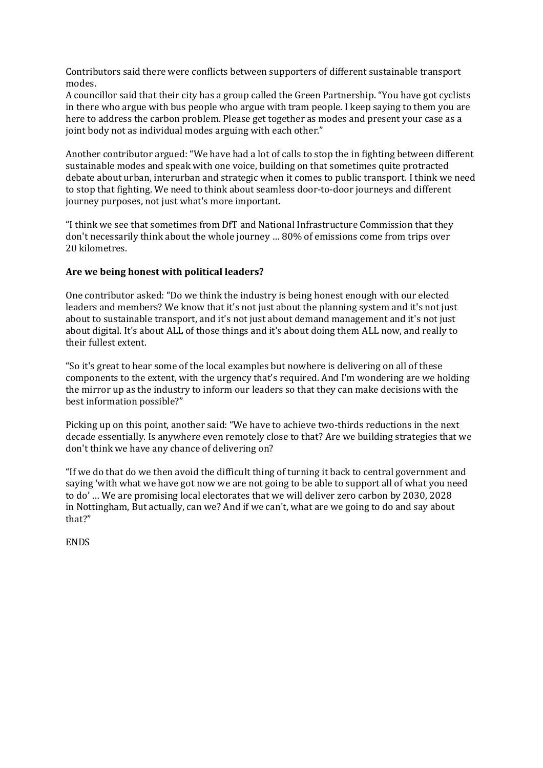Contributors said there were conflicts between supporters of different sustainable transport modes.

A councillor said that their city has a group called the Green Partnership. “You have got cyclists in there who argue with bus people who argue with tram people. I keep saying to them you are here to address the carbon problem. Please get together as modes and present your case as a joint body not as individual modes arguing with each other.”

Another contributor argued: “We have had a lot of calls to stop the in fighting between different sustainable modes and speak with one voice, building on that sometimes quite protracted debate about urban, interurban and strategic when it comes to public transport. I think we need to stop that fighting. We need to think about seamless door-to-door journeys and different journey purposes, not just what's more important.

“I think we see that sometimes from DfT and National Infrastructure Commission that they don't necessarily think about the whole journey … 80% of emissions come from trips over 20 kilometres.

**Are we being honest with political leaders?**

One contributor asked: “Do we think the industry is being honest enough with our elected leaders and members? We know that it's not just about the planning system and it's not just about to sustainable transport, and it's not just about demand management and it's not just about digital. It's about ALL of those things and it's about doing them ALL now, and really to their fullest extent.

“So it's great to hear some of the local examples but nowhere is delivering on all of these components to the extent, with the urgency that's required. And I'm wondering are we holding the mirror up as the industry to inform our leaders so that they can make decisions with the best information possible?”

Picking up on this point, another said: “We have to achieve two-thirds reductions in the next decade essentially. Is anywhere even remotely close to that? Are we building strategies that we don't think we have any chance of delivering on?

“If we do that do we then avoid the difficult thing of turning it back to central government and saying ‘with what we have got now we are not going to be able to support all of what you need to do’ … We are promising local electorates that we will deliver zero carbon by 2030, 2028 in Nottingham, But actually, can we? And if we can't, what are we going to do and say about that?”

ENDS